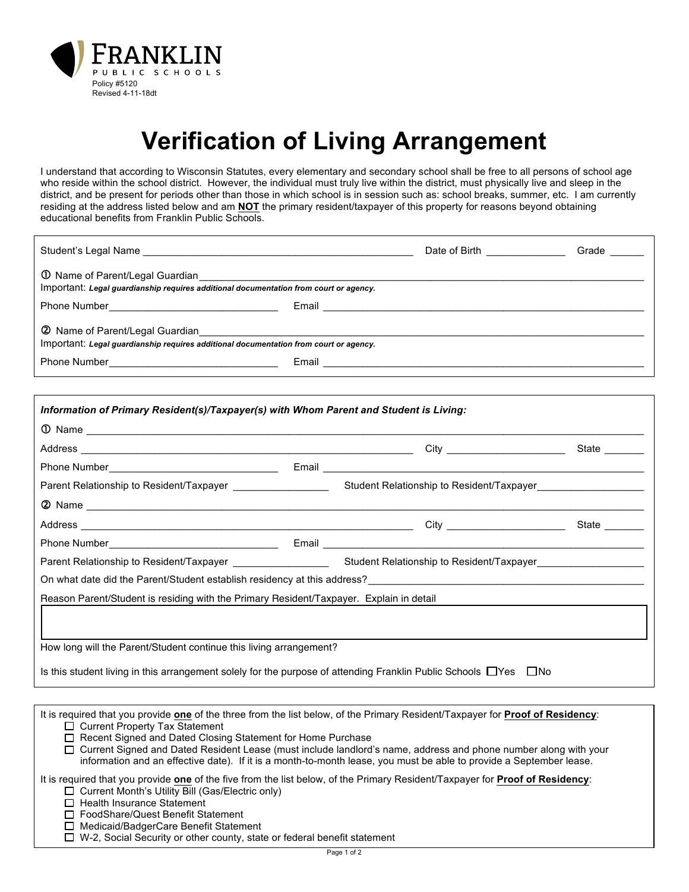FRANKLIN
PUBLIC SCHOOLS
Policy #5120
Revised 4-11-18dt

# Verification of Living Arrangement

I understand that according to Wisconsin Statutes, every elementary and secondary school shall be free to all persons of school age who reside within the school district. However, the individual must truly live within the district, must physically live and sleep in the district, and be present for periods other than those in which school is in session such as: school breaks, summer, etc. I am currently residing at the address listed below and am **NOT** the primary resident/taxpayer of this property for reasons beyond obtaining educational benefits from Franklin Public Schools.

Student's Legal Name ______________________________ Date of Birth ____________ Grade ______

① Name of Parent/Legal Guardian ______________________________
Important: ***Legal guardianship requires additional documentation from court or agency.***

Phone Number ____________________ Email ______________________________

② Name of Parent/Legal Guardian ______________________________
Important: ***Legal guardianship requires additional documentation from court or agency.***

Phone Number ____________________ Email ______________________________

***Information of Primary Resident(s)/Taxpayer(s) with Whom Parent and Student is Living:***

① Name ______________________________

Address ______________________________ City ____________________ State _______

Phone Number ____________________ Email ______________________________

Parent Relationship to Resident/Taxpayer ______________ Student Relationship to Resident/Taxpayer ______________

② Name ______________________________

Address ______________________________ City ____________________ State _______

Phone Number ____________________ Email ______________________________

Parent Relationship to Resident/Taxpayer ______________ Student Relationship to Resident/Taxpayer ______________

On what date did the Parent/Student establish residency at this address? ______________________________

Reason Parent/Student is residing with the Primary Resident/Taxpayer. Explain in detail

______________________________

How long will the Parent/Student continue this living arrangement?

Is this student living in this arrangement solely for the purpose of attending Franklin Public Schools ☐Yes ☐No

It is required that you provide **one** of the three from the list below, of the Primary Resident/Taxpayer for **Proof of Residency**:

- ☐ Current Property Tax Statement
- ☐ Recent Signed and Dated Closing Statement for Home Purchase
- ☐ Current Signed and Dated Resident Lease (must include landlord's name, address and phone number along with your information and an effective date). If it is a month-to-month lease, you must be able to provide a September lease.

It is required that you provide **one** of the five from the list below, of the Primary Resident/Taxpayer for **Proof of Residency**:

- ☐ Current Month's Utility Bill (Gas/Electric only)
- ☐ Health Insurance Statement
- ☐ FoodShare/Quest Benefit Statement
- ☐ Medicaid/BadgerCare Benefit Statement
- ☐ W-2, Social Security or other county, state or federal benefit statement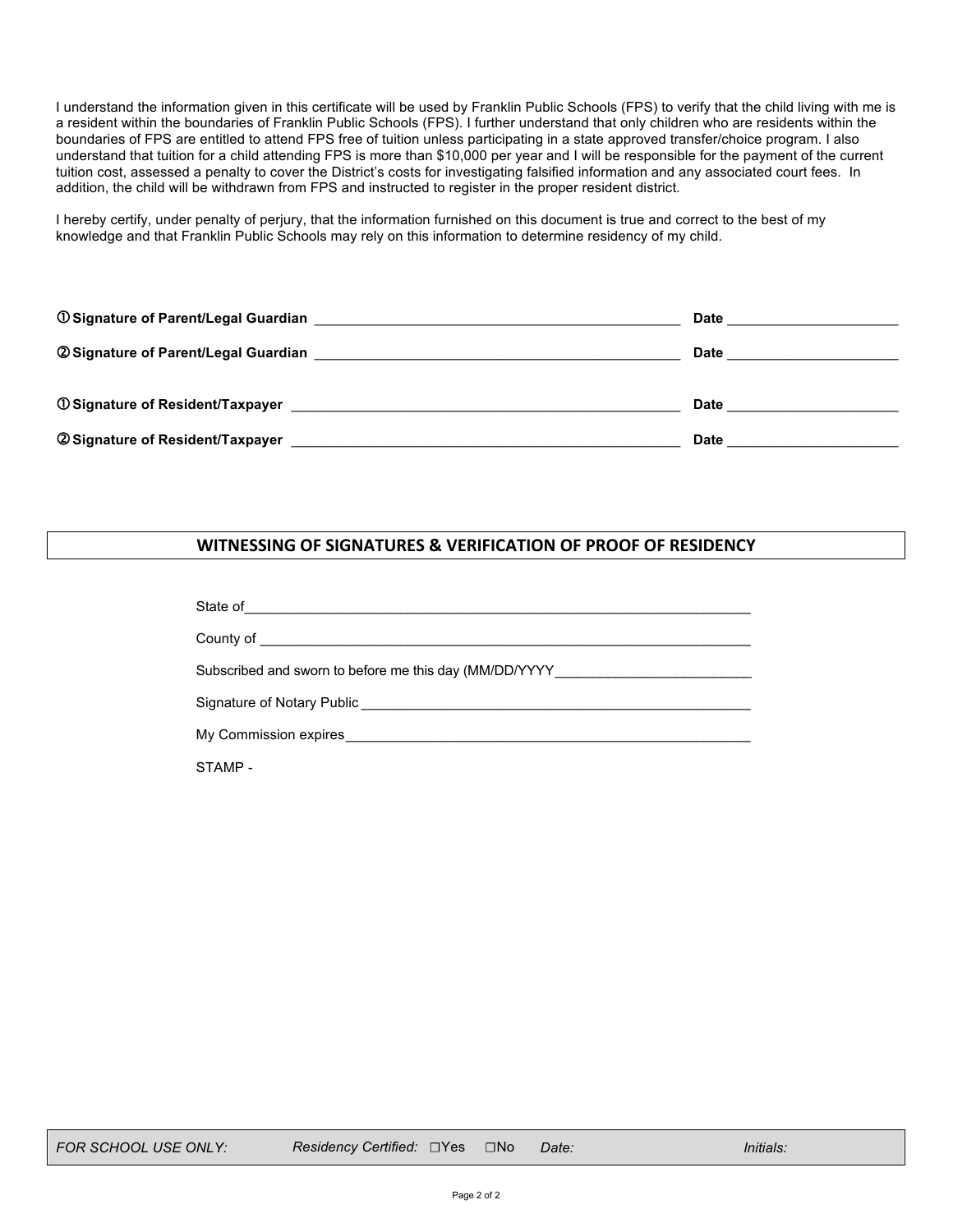I understand the information given in this certificate will be used by Franklin Public Schools (FPS) to verify that the child living with me is a resident within the boundaries of Franklin Public Schools (FPS). I further understand that only children who are residents within the boundaries of FPS are entitled to attend FPS free of tuition unless participating in a state approved transfer/choice program. I also understand that tuition for a child attending FPS is more than $10,000 per year and I will be responsible for the payment of the current tuition cost, assessed a penalty to cover the District's costs for investigating falsified information and any associated court fees. In addition, the child will be withdrawn from FPS and instructed to register in the proper resident district.

I hereby certify, under penalty of perjury, that the information furnished on this document is true and correct to the best of my knowledge and that Franklin Public Schools may rely on this information to determine residency of my child.

**① Signature of Parent/Legal Guardian** ________________________________________________ **Date** ______________________

**② Signature of Parent/Legal Guardian** ________________________________________________ **Date** ______________________

**① Signature of Resident/Taxpayer** ___________________________________________________ **Date** ______________________

**② Signature of Resident/Taxpayer** ___________________________________________________ **Date** ______________________

## WITNESSING OF SIGNATURES & VERIFICATION OF PROOF OF RESIDENCY

State of____________________________________________________________________

County of __________________________________________________________________

Subscribed and sworn to before me this day (MM/DD/YYYY__________________________

Signature of Notary Public ____________________________________________________

My Commission expires_______________________________________________________

STAMP -

| | | | | |
|---|---|---|---|---|
| *FOR SCHOOL USE ONLY:* | *Residency Certified:* ☐Yes ☐No | *Date:* | | *Initials:* |